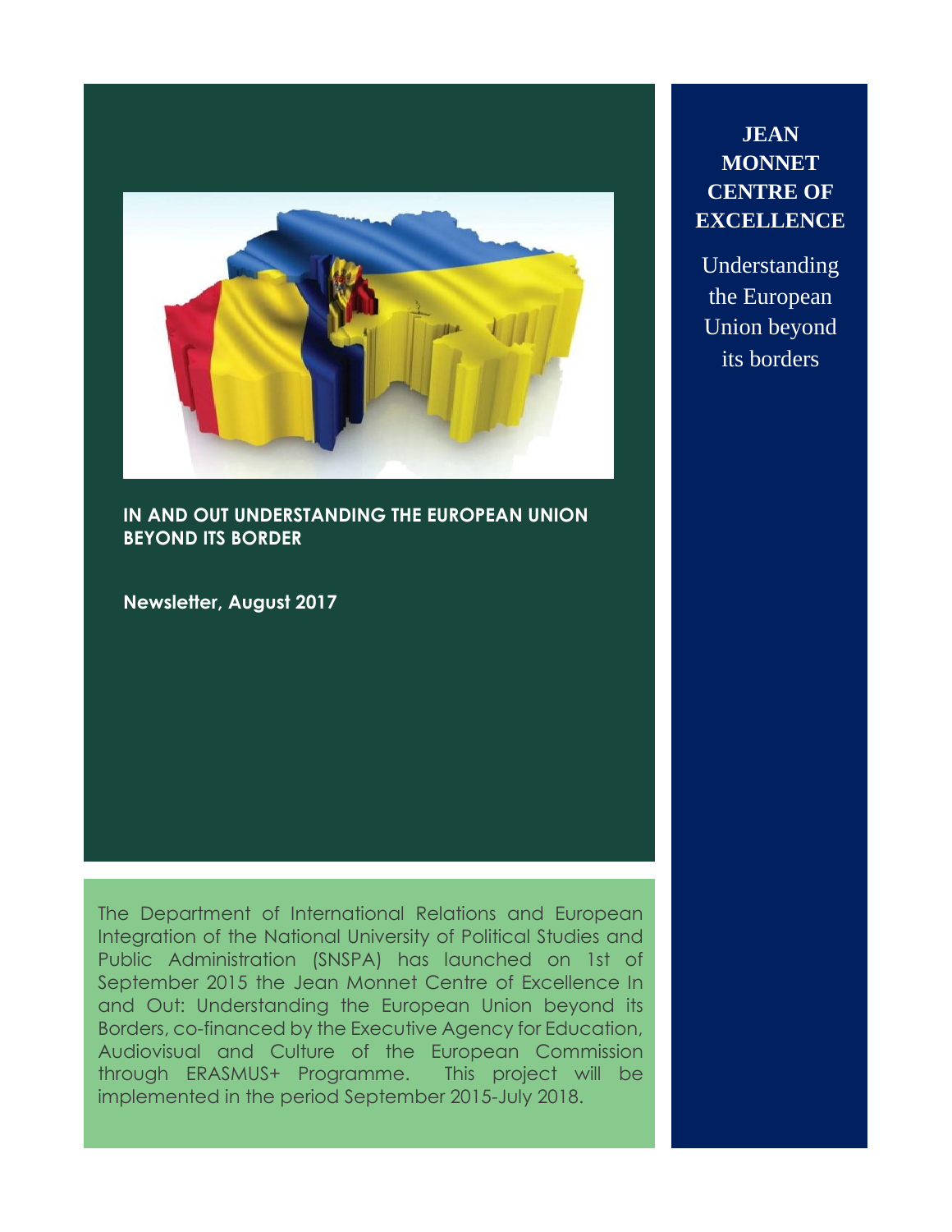# JEAN MONNET CENTRE OF EXCELLENCE

Understanding the European Union beyond its borders

## IN AND OUT UNDERSTANDING THE EUROPEAN UNION BEYOND ITS BORDER

**Newsletter, August 2017**

The Department of International Relations and European Integration of the National University of Political Studies and Public Administration (SNSPA) has launched on 1st of September 2015 the Jean Monnet Centre of Excellence In and Out: Understanding the European Union beyond its Borders, co-financed by the Executive Agency for Education, Audiovisual and Culture of the European Commission through ERASMUS+ Programme. This project will be implemented in the period September 2015-July 2018.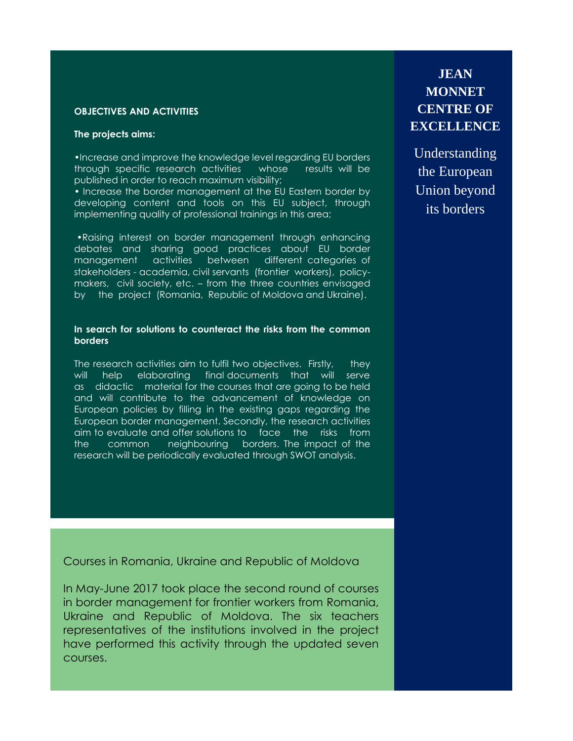## JEAN MONNET CENTRE OF EXCELLENCE

Understanding the European Union beyond its borders

### OBJECTIVES AND ACTIVITIES

**The projects aims:**

- Increase and improve the knowledge level regarding EU borders through specific research activities whose results will be published in order to reach maximum visibility;
- Increase the border management at the EU Eastern border by developing content and tools on this EU subject, through implementing quality of professional trainings in this area;
- Raising interest on border management through enhancing debates and sharing good practices about EU border management activities between different categories of stakeholders - academia, civil servants (frontier workers), policy-makers, civil society, etc. – from the three countries envisaged by the project (Romania, Republic of Moldova and Ukraine).

**In search for solutions to counteract the risks from the common borders**

The research activities aim to fulfil two objectives. Firstly, they will help elaborating final documents that will serve as didactic material for the courses that are going to be held and will contribute to the advancement of knowledge on European policies by filling in the existing gaps regarding the European border management. Secondly, the research activities aim to evaluate and offer solutions to face the risks from the common neighbouring borders. The impact of the research will be periodically evaluated through SWOT analysis.

### Courses in Romania, Ukraine and Republic of Moldova

In May-June 2017 took place the second round of courses in border management for frontier workers from Romania, Ukraine and Republic of Moldova. The six teachers representatives of the institutions involved in the project have performed this activity through the updated seven courses.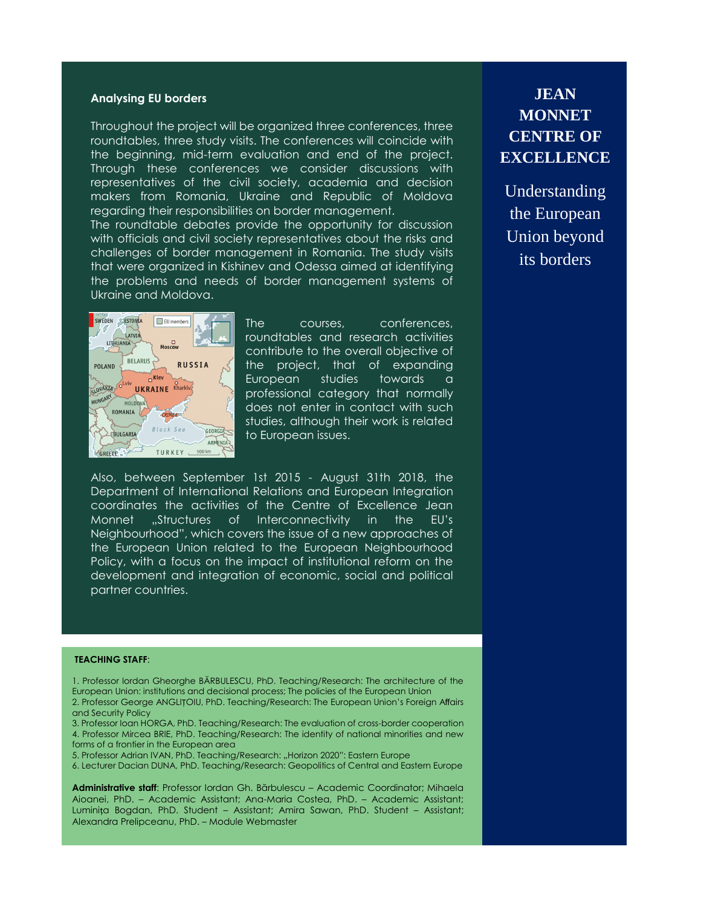## Analysing EU borders

Throughout the project will be organized three conferences, three roundtables, three study visits. The conferences will coincide with the beginning, mid-term evaluation and end of the project. Through these conferences we consider discussions with representatives of the civil society, academia and decision makers from Romania, Ukraine and Republic of Moldova regarding their responsibilities on border management.

The roundtable debates provide the opportunity for discussion with officials and civil society representatives about the risks and challenges of border management in Romania. The study visits that were organized in Kishinev and Odessa aimed at identifying the problems and needs of border management systems of Ukraine and Moldova.

The courses, conferences, roundtables and research activities contribute to the overall objective of the project, that of expanding European studies towards a professional category that normally does not enter in contact with such studies, although their work is related to European issues.

Also, between September 1st 2015 - August 31th 2018, the Department of International Relations and European Integration coordinates the activities of the Centre of Excellence Jean Monnet „Structures of Interconnectivity in the EU's Neighbourhood", which covers the issue of a new approaches of the European Union related to the European Neighbourhood Policy, with a focus on the impact of institutional reform on the development and integration of economic, social and political partner countries.

# JEAN MONNET CENTRE OF EXCELLENCE

Understanding the European Union beyond its borders

**TEACHING STAFF**:

1. Professor Iordan Gheorghe BĂRBULESCU, PhD. Teaching/Research: The architecture of the European Union: institutions and decisional process; The policies of the European Union
2. Professor George ANGLIȚOIU, PhD. Teaching/Research: The European Union's Foreign Affairs and Security Policy
3. Professor Ioan HORGA, PhD. Teaching/Research: The evaluation of cross-border cooperation
4. Professor Mircea BRIE, PhD. Teaching/Research: The identity of national minorities and new forms of a frontier in the European area
5. Professor Adrian IVAN, PhD. Teaching/Research: „Horizon 2020": Eastern Europe
6. Lecturer Dacian DUNA, PhD. Teaching/Research: Geopolitics of Central and Eastern Europe

**Administrative staff**: Professor Iordan Gh. Bărbulescu – Academic Coordinator; Mihaela Aioanei, PhD. – Academic Assistant; Ana-Maria Costea, PhD. – Academic Assistant; Luminița Bogdan, PhD. Student – Assistant; Amira Sawan, PhD. Student – Assistant; Alexandra Prelipceanu, PhD. – Module Webmaster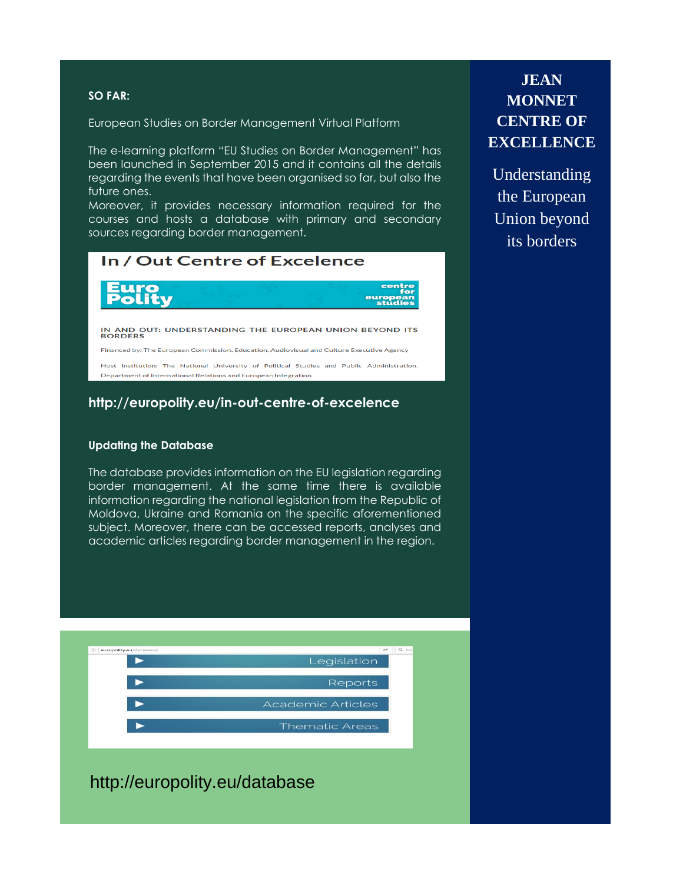**SO FAR:**

European Studies on Border Management Virtual Platform

The e-learning platform "EU Studies on Border Management" has been launched in September 2015 and it contains all the details regarding the events that have been organised so far, but also the future ones.
Moreover, it provides necessary information required for the courses and hosts a database with primary and secondary sources regarding border management.

## In / Out Centre of Excelence

Euro Polity — centre for european studies

IN AND OUT: UNDERSTANDING THE EUROPEAN UNION BEYOND ITS BORDERS

Financed by: The European Commission, Education, Audiovisual and Culture Executive Agency

Host institution: The National University of Political Studies and Public Administration, Department of International Relations and European Integration

**http://europolity.eu/in-out-centre-of-excelence**

**Updating the Database**

The database provides information on the EU legislation regarding border management. At the same time there is available information regarding the national legislation from the Republic of Moldova, Ukraine and Romania on the specific aforementioned subject. Moreover, there can be accessed reports, analyses and academic articles regarding border management in the region.

europolity.eu/database/

- Legislation
- Reports
- Academic Articles
- Thematic Areas

http://europolity.eu/database

# JEAN MONNET CENTRE OF EXCELLENCE

Understanding the European Union beyond its borders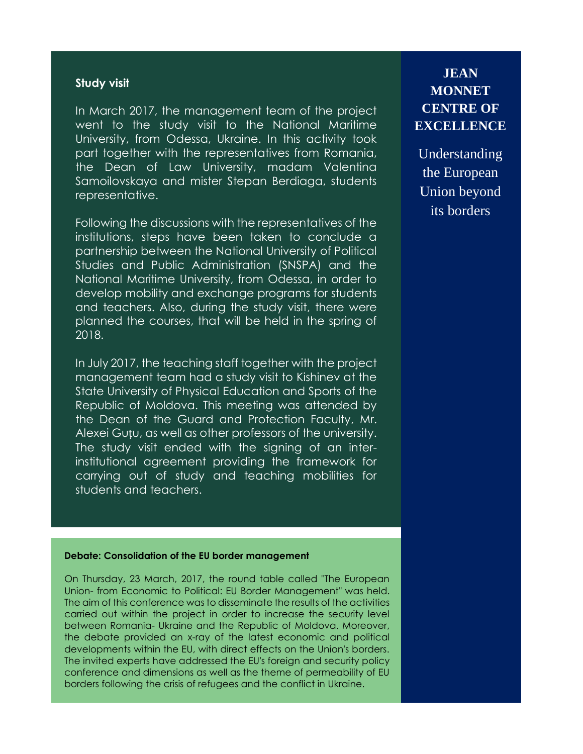## Study visit

In March 2017, the management team of the project went to the study visit to the National Maritime University, from Odessa, Ukraine. In this activity took part together with the representatives from Romania, the Dean of Law University, madam Valentina Samoilovskaya and mister Stepan Berdiaga, students representative.

Following the discussions with the representatives of the institutions, steps have been taken to conclude a partnership between the National University of Political Studies and Public Administration (SNSPA) and the National Maritime University, from Odessa, in order to develop mobility and exchange programs for students and teachers. Also, during the study visit, there were planned the courses, that will be held in the spring of 2018.

In July 2017, the teaching staff together with the project management team had a study visit to Kishinev at the State University of Physical Education and Sports of the Republic of Moldova. This meeting was attended by the Dean of the Guard and Protection Faculty, Mr. Alexei Guțu, as well as other professors of the university. The study visit ended with the signing of an inter-institutional agreement providing the framework for carrying out of study and teaching mobilities for students and teachers.

## Debate: Consolidation of the EU border management

On Thursday, 23 March, 2017, the round table called "The European Union- from Economic to Political: EU Border Management" was held. The aim of this conference was to disseminate the results of the activities carried out within the project in order to increase the security level between Romania- Ukraine and the Republic of Moldova. Moreover, the debate provided an x-ray of the latest economic and political developments within the EU, with direct effects on the Union's borders. The invited experts have addressed the EU's foreign and security policy conference and dimensions as well as the theme of permeability of EU borders following the crisis of refugees and the conflict in Ukraine.

**JEAN MONNET CENTRE OF EXCELLENCE**

Understanding the European Union beyond its borders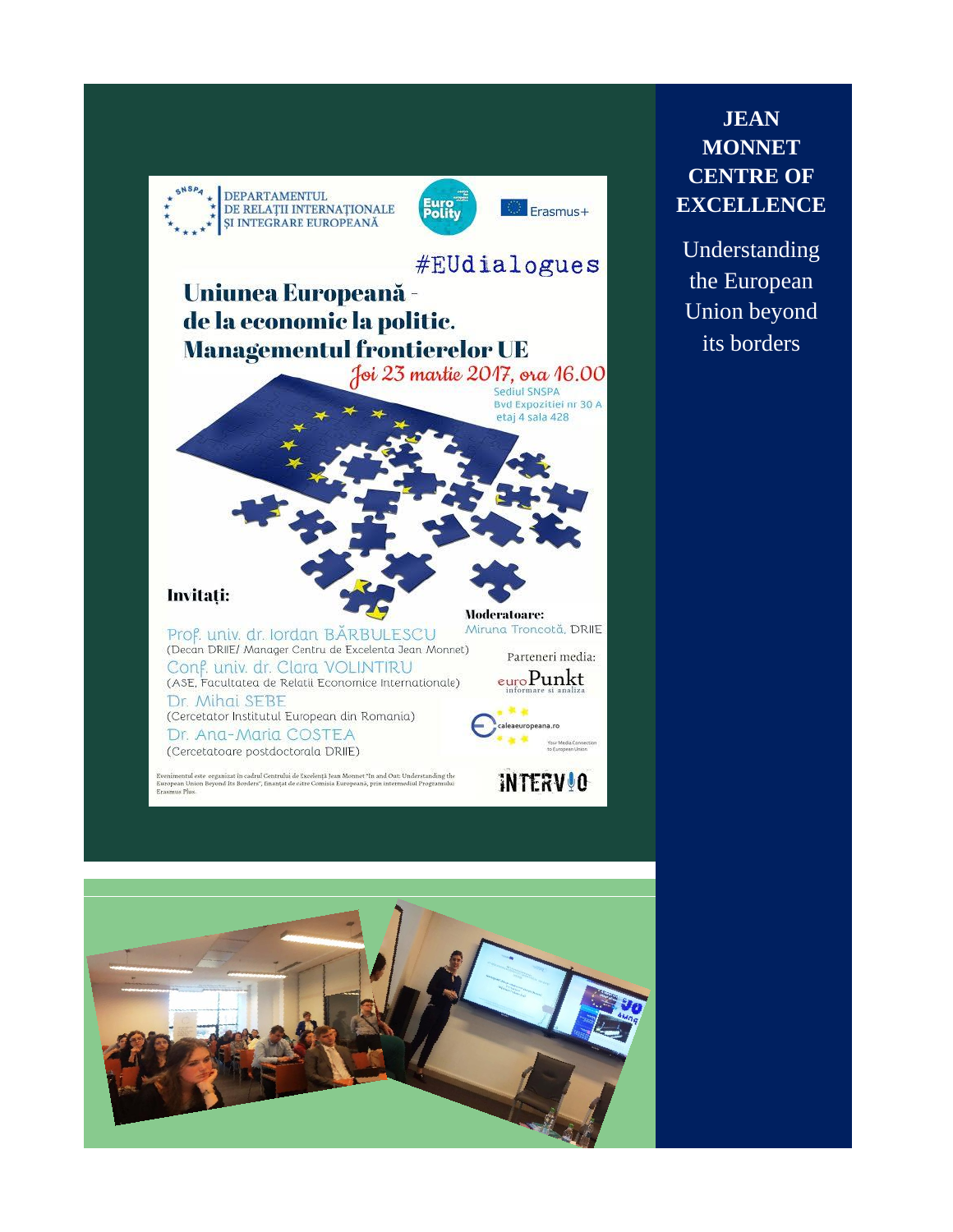DEPARTAMENTUL DE RELAȚII INTERNAȚIONALE ȘI INTEGRARE EUROPEANĂ

Euro Polity

Erasmus+

#EUdialogues

# Uniunea Europeană - de la economic la politic. Managementul frontierelor UE

*Joi 23 martie 2017, ora 16.00*

Sediul SNSPA
Bvd Expoziției nr 30 A
etaj 4 sala 428

**Invitați:**

Prof. univ. dr. Iordan BĂRBULESCU
(Decan DRIIE/ Manager Centru de Excelenta Jean Monnet)

Conf. univ. dr. Clara VOLINTIRU
(ASE, Facultatea de Relatii Economice Internationale)

Dr. Mihai SEBE
(Cercetator Institutul European din Romania)

Dr. Ana-Maria COSTEA
(Cercetatoare postdoctorala DRIIE)

**Moderatoare:**
Miruna Troncotă, DRIIE

Parteneri media:

euroPunkt informare si analiza

caleaeuropeana.ro

INTERVIO

Evenimentul este organizat în cadrul Centrului de Excelență Jean Monnet "In and Out: Understanding the European Union Beyond its Borders", finanțat de către Comisia Europeană, prin intermediul Programului Erasmus Plus.

**JEAN MONNET CENTRE OF EXCELLENCE**

Understanding the European Union beyond its borders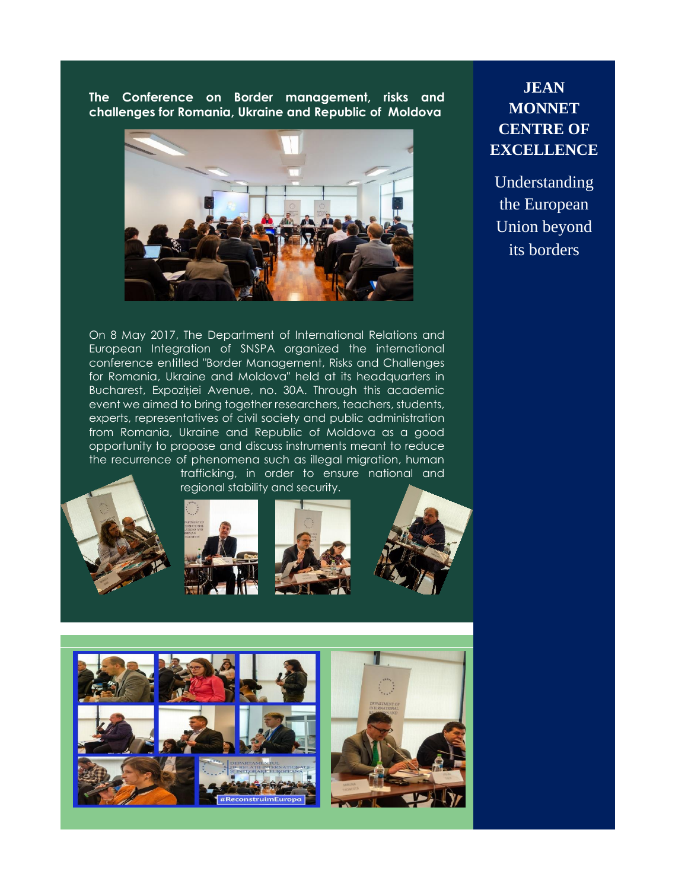**The Conference on Border management, risks and challenges for Romania, Ukraine and Republic of Moldova**

On 8 May 2017, The Department of International Relations and European Integration of SNSPA organized the international conference entitled "Border Management, Risks and Challenges for Romania, Ukraine and Moldova" held at its headquarters in Bucharest, Expoziției Avenue, no. 30A. Through this academic event we aimed to bring together researchers, teachers, students, experts, representatives of civil society and public administration from Romania, Ukraine and Republic of Moldova as a good opportunity to propose and discuss instruments meant to reduce the recurrence of phenomena such as illegal migration, human trafficking, in order to ensure national and regional stability and security.

**JEAN MONNET CENTRE OF EXCELLENCE**

Understanding the European Union beyond its borders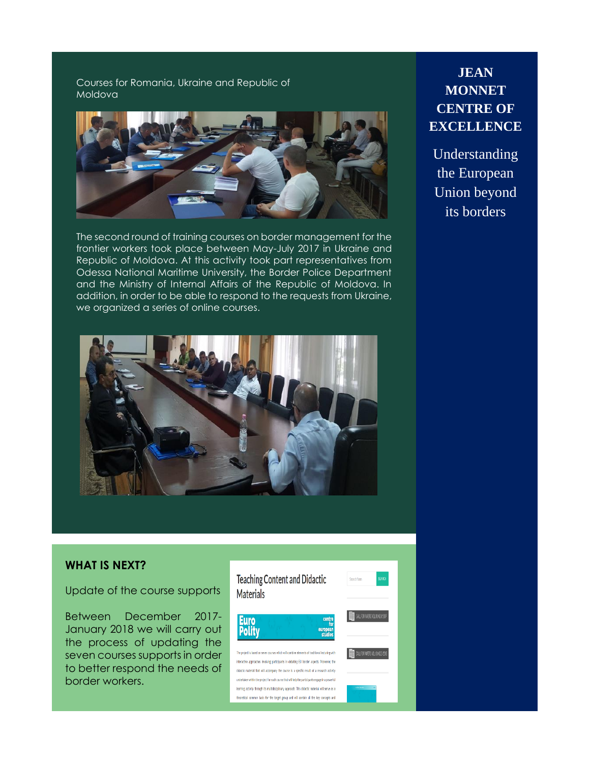Courses for Romania, Ukraine and Republic of Moldova

The second round of training courses on border management for the frontier workers took place between May-July 2017 in Ukraine and Republic of Moldova. At this activity took part representatives from Odessa National Maritime University, the Border Police Department and the Ministry of Internal Affairs of the Republic of Moldova. In addition, in order to be able to respond to the requests from Ukraine, we organized a series of online courses.

## WHAT IS NEXT?

Update of the course supports

Between December 2017-January 2018 we will carry out the process of updating the seven courses supports in order to better respond the needs of border workers.

**JEAN MONNET CENTRE OF EXCELLENCE**

Understanding the European Union beyond its borders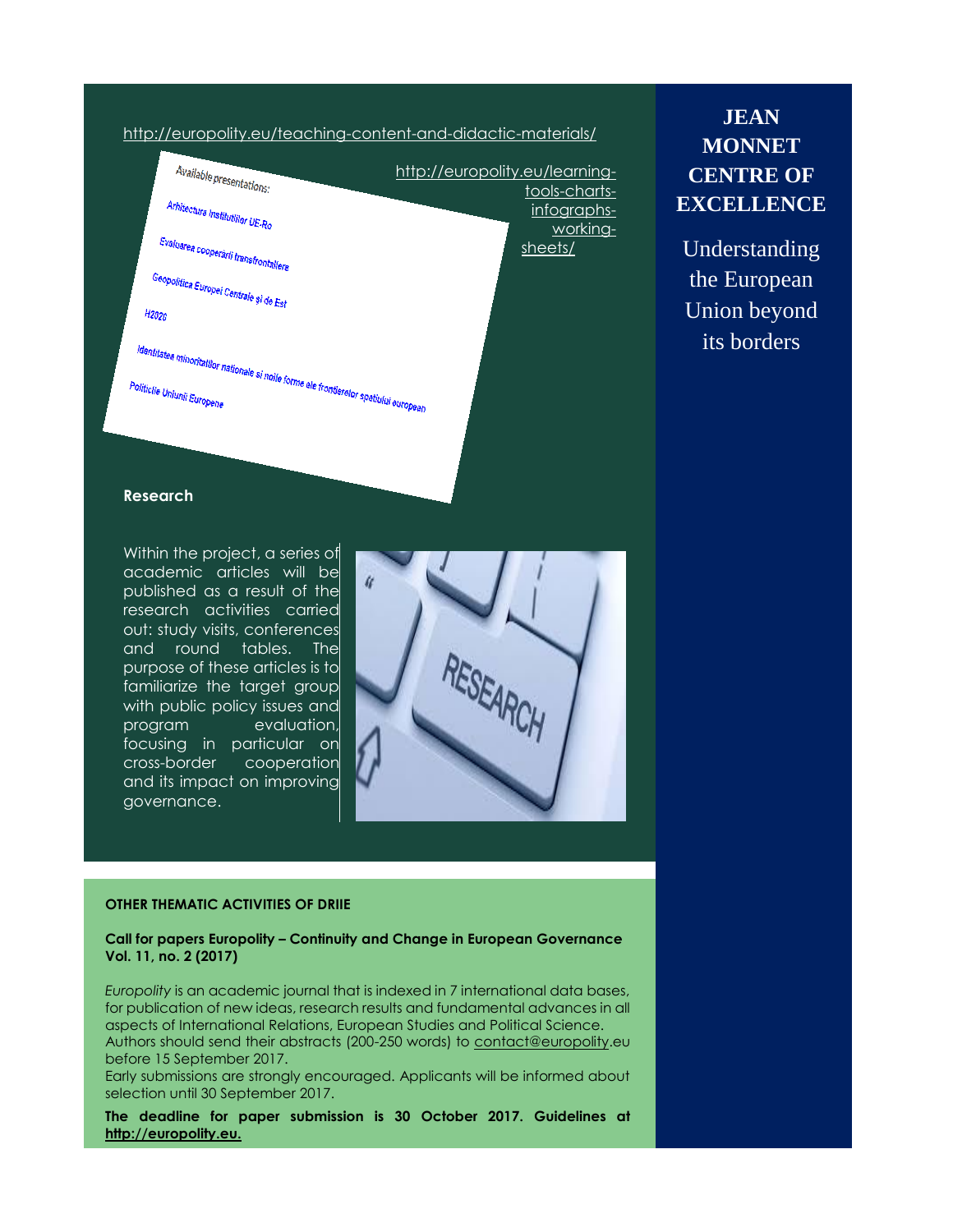http://europolity.eu/teaching-content-and-didactic-materials/

Available presentations:

Arhitectura Instituțiilor UE-Ro

Evaluarea cooperării transfrontaliere

Geopolitica Europei Centrale și de Est

H2020

Identitatea minorităților naționale și noile forme ale frontierelor spațiului european

Politicile Uniunii Europene

http://europolity.eu/learning-tools-charts-infographs-working-sheets/

**Research**

Within the project, a series of academic articles will be published as a result of the research activities carried out: study visits, conferences and round tables. The purpose of these articles is to familiarize the target group with public policy issues and program evaluation, focusing in particular on cross-border cooperation and its impact on improving governance.

# JEAN MONNET CENTRE OF EXCELLENCE

Understanding the European Union beyond its borders

**OTHER THEMATIC ACTIVITIES OF DRIIE**

**Call for papers Europolity – Continuity and Change in European Governance Vol. 11, no. 2 (2017)**

*Europolity* is an academic journal that is indexed in 7 international data bases, for publication of new ideas, research results and fundamental advances in all aspects of International Relations, European Studies and Political Science. Authors should send their abstracts (200-250 words) to contact@europolity.eu before 15 September 2017.

Early submissions are strongly encouraged. Applicants will be informed about selection until 30 September 2017.

**The deadline for paper submission is 30 October 2017. Guidelines at http://europolity.eu.**